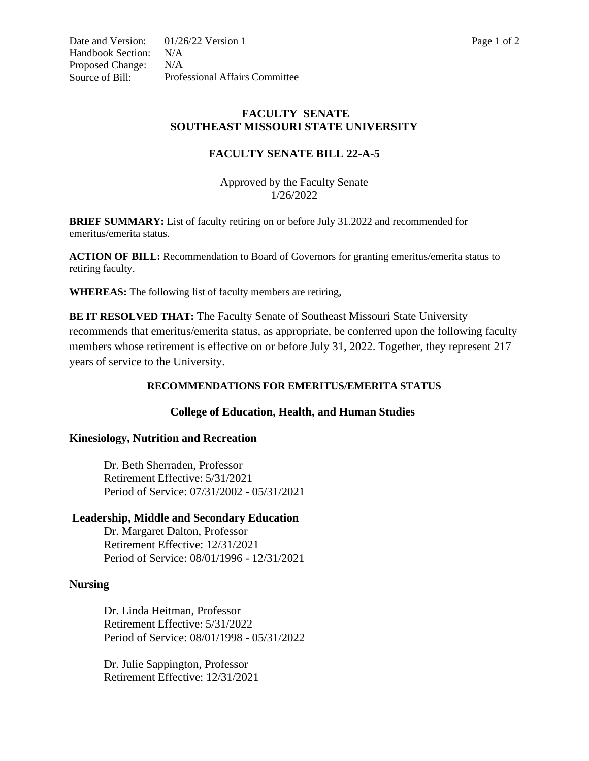Date and Version: 01/26/22 Version 1
Handbook Section: N/A
Proposed Change: N/A
Source of Bill: Professional Affairs Committee

# FACULTY SENATE
# SOUTHEAST MISSOURI STATE UNIVERSITY

## FACULTY SENATE BILL 22-A-5

Approved by the Faculty Senate
1/26/2022

**BRIEF SUMMARY:** List of faculty retiring on or before July 31.2022 and recommended for emeritus/emerita status.

**ACTION OF BILL:** Recommendation to Board of Governors for granting emeritus/emerita status to retiring faculty.

**WHEREAS:** The following list of faculty members are retiring,

**BE IT RESOLVED THAT:** The Faculty Senate of Southeast Missouri State University recommends that emeritus/emerita status, as appropriate, be conferred upon the following faculty members whose retirement is effective on or before July 31, 2022. Together, they represent 217 years of service to the University.

### RECOMMENDATIONS FOR EMERITUS/EMERITA STATUS

### College of Education, Health, and Human Studies

#### Kinesiology, Nutrition and Recreation

Dr. Beth Sherraden, Professor
Retirement Effective: 5/31/2021
Period of Service: 07/31/2002 - 05/31/2021

#### Leadership, Middle and Secondary Education

Dr. Margaret Dalton, Professor
Retirement Effective: 12/31/2021
Period of Service: 08/01/1996 - 12/31/2021

#### Nursing

Dr. Linda Heitman, Professor
Retirement Effective: 5/31/2022
Period of Service: 08/01/1998 - 05/31/2022

Dr. Julie Sappington, Professor
Retirement Effective: 12/31/2021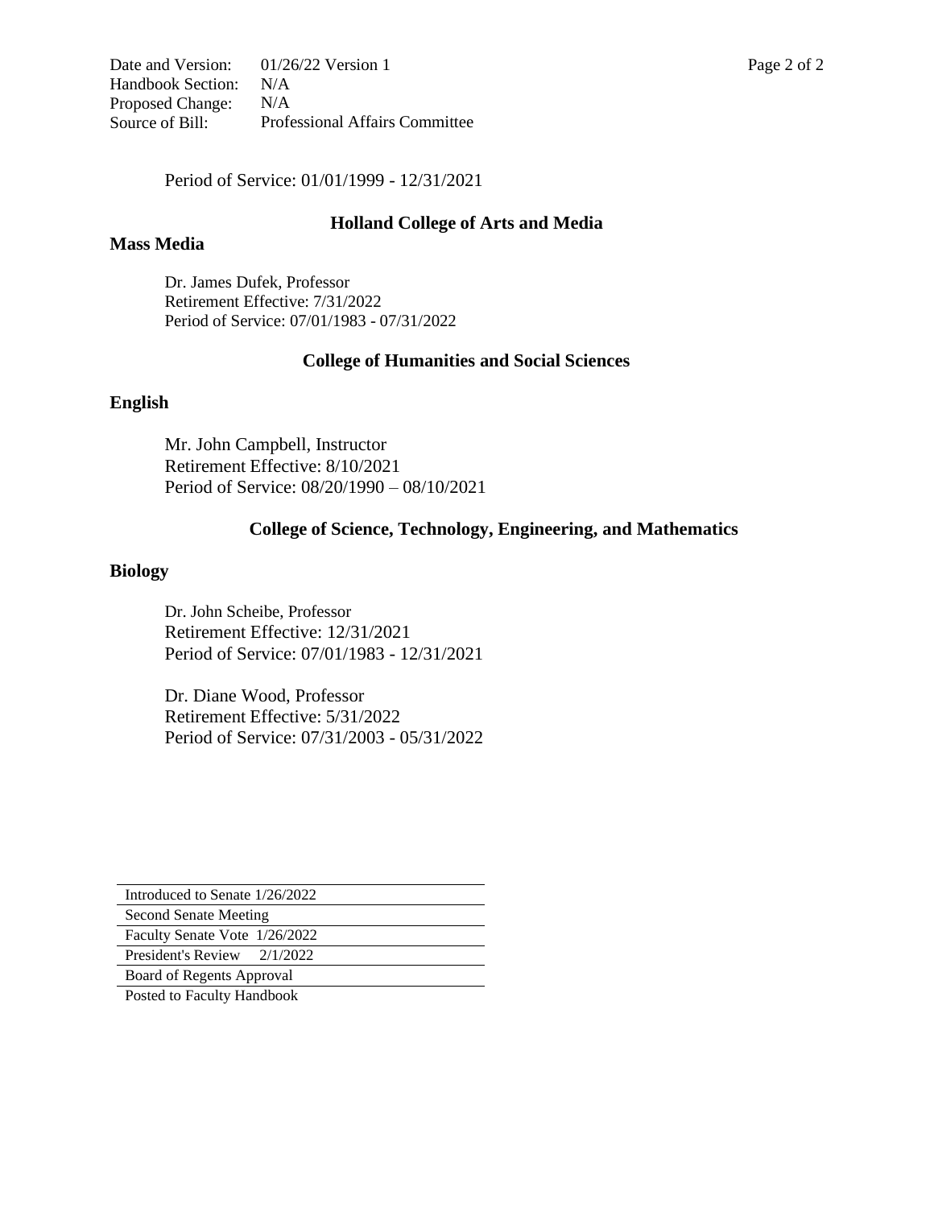Date and Version: 01/26/22 Version 1
Handbook Section: N/A
Proposed Change: N/A
Source of Bill: Professional Affairs Committee

Period of Service: 01/01/1999 - 12/31/2021

## Holland College of Arts and Media

### Mass Media

Dr. James Dufek, Professor
Retirement Effective: 7/31/2022
Period of Service: 07/01/1983 - 07/31/2022

## College of Humanities and Social Sciences

### English

Mr. John Campbell, Instructor
Retirement Effective: 8/10/2021
Period of Service: 08/20/1990 – 08/10/2021

## College of Science, Technology, Engineering, and Mathematics

### Biology

Dr. John Scheibe, Professor
Retirement Effective: 12/31/2021
Period of Service: 07/01/1983 - 12/31/2021

Dr. Diane Wood, Professor
Retirement Effective: 5/31/2022
Period of Service: 07/31/2003 - 05/31/2022

| | |
|---|---|
| Introduced to Senate | 1/26/2022 |
| Second Senate Meeting | |
| Faculty Senate Vote | 1/26/2022 |
| President's Review | 2/1/2022 |
| Board of Regents Approval | |
| Posted to Faculty Handbook | |